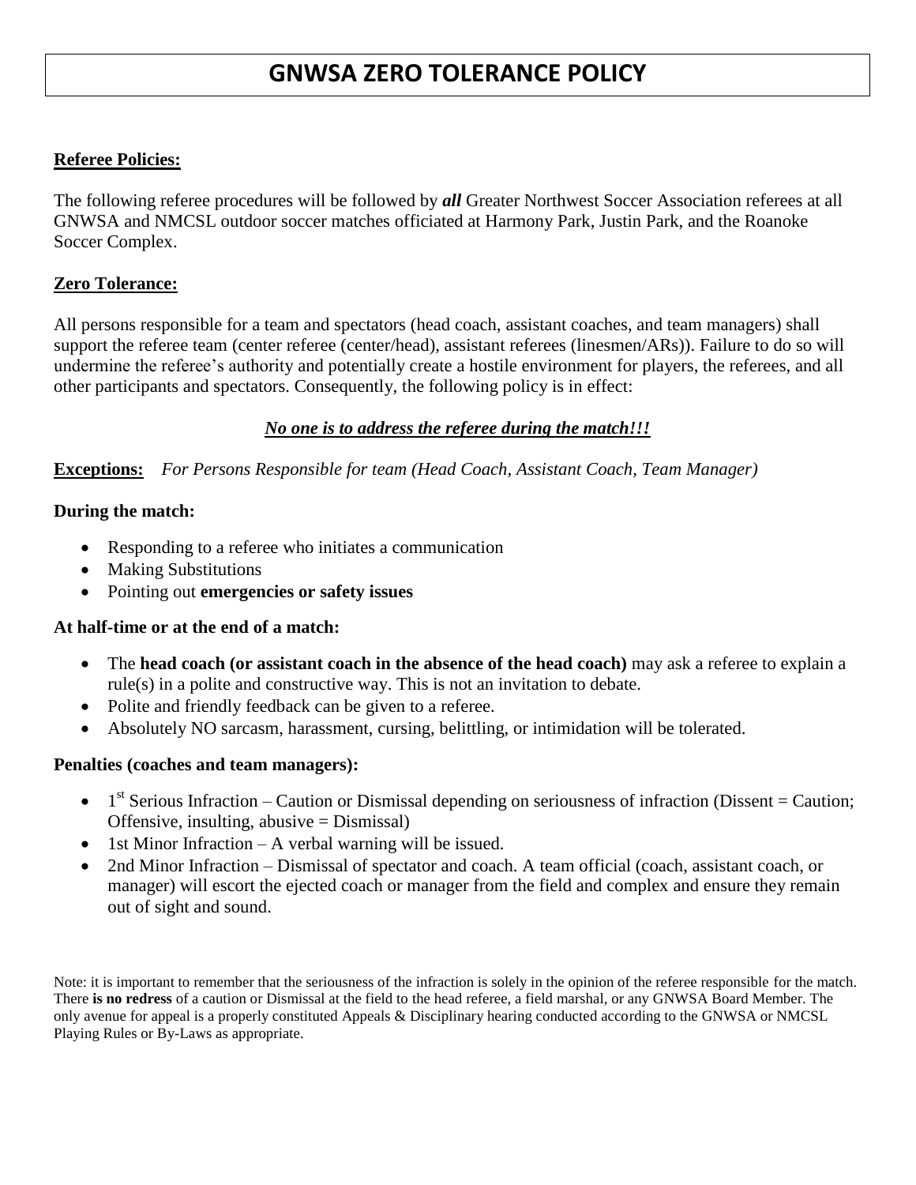# GNWSA ZERO TOLERANCE POLICY

**Referee Policies:**

The following referee procedures will be followed by ***all*** Greater Northwest Soccer Association referees at all GNWSA and NMCSL outdoor soccer matches officiated at Harmony Park, Justin Park, and the Roanoke Soccer Complex.

**Zero Tolerance:**

All persons responsible for a team and spectators (head coach, assistant coaches, and team managers) shall support the referee team (center referee (center/head), assistant referees (linesmen/ARs)). Failure to do so will undermine the referee's authority and potentially create a hostile environment for players, the referees, and all other participants and spectators. Consequently, the following policy is in effect:

***No one is to address the referee during the match!!!***

**Exceptions:** *For Persons Responsible for team (Head Coach, Assistant Coach, Team Manager)*

**During the match:**

- Responding to a referee who initiates a communication
- Making Substitutions
- Pointing out **emergencies or safety issues**

**At half-time or at the end of a match:**

- The **head coach (or assistant coach in the absence of the head coach)** may ask a referee to explain a rule(s) in a polite and constructive way. This is not an invitation to debate.
- Polite and friendly feedback can be given to a referee.
- Absolutely NO sarcasm, harassment, cursing, belittling, or intimidation will be tolerated.

**Penalties (coaches and team managers):**

- 1st Serious Infraction – Caution or Dismissal depending on seriousness of infraction (Dissent = Caution; Offensive, insulting, abusive = Dismissal)
- 1st Minor Infraction – A verbal warning will be issued.
- 2nd Minor Infraction – Dismissal of spectator and coach. A team official (coach, assistant coach, or manager) will escort the ejected coach or manager from the field and complex and ensure they remain out of sight and sound.

Note: it is important to remember that the seriousness of the infraction is solely in the opinion of the referee responsible for the match. There **is no redress** of a caution or Dismissal at the field to the head referee, a field marshal, or any GNWSA Board Member. The only avenue for appeal is a properly constituted Appeals & Disciplinary hearing conducted according to the GNWSA or NMCSL Playing Rules or By-Laws as appropriate.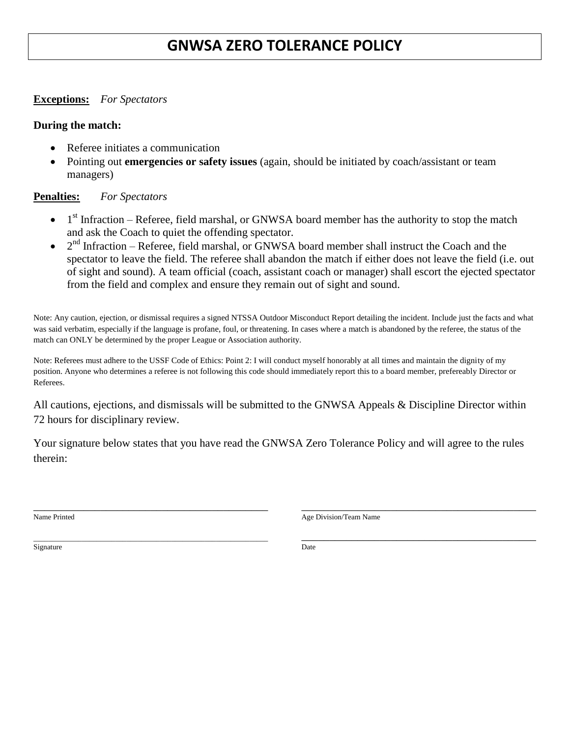# GNWSA ZERO TOLERANCE POLICY

**Exceptions:** *For Spectators*

**During the match:**

- Referee initiates a communication
- Pointing out **emergencies or safety issues** (again, should be initiated by coach/assistant or team managers)

**Penalties:** *For Spectators*

- 1st Infraction – Referee, field marshal, or GNWSA board member has the authority to stop the match and ask the Coach to quiet the offending spectator.
- 2nd Infraction – Referee, field marshal, or GNWSA board member shall instruct the Coach and the spectator to leave the field. The referee shall abandon the match if either does not leave the field (i.e. out of sight and sound). A team official (coach, assistant coach or manager) shall escort the ejected spectator from the field and complex and ensure they remain out of sight and sound.

Note: Any caution, ejection, or dismissal requires a signed NTSSA Outdoor Misconduct Report detailing the incident. Include just the facts and what was said verbatim, especially if the language is profane, foul, or threatening. In cases where a match is abandoned by the referee, the status of the match can ONLY be determined by the proper League or Association authority.

Note: Referees must adhere to the USSF Code of Ethics: Point 2: I will conduct myself honorably at all times and maintain the dignity of my position. Anyone who determines a referee is not following this code should immediately report this to a board member, prefereably Director or Referees.

All cautions, ejections, and dismissals will be submitted to the GNWSA Appeals & Discipline Director within 72 hours for disciplinary review.

Your signature below states that you have read the GNWSA Zero Tolerance Policy and will agree to the rules therein:

\_\_\_\_\_\_\_\_\_\_\_\_\_\_\_\_\_\_\_\_\_\_\_\_\_\_\_\_\_\_\_\_\_\_\_\_\_\_\_\_ \_\_\_\_\_\_\_\_\_\_\_\_\_\_\_\_\_\_\_\_\_\_\_\_\_\_\_\_\_\_\_\_\_\_\_\_\_\_\_\_

Name Printed Age Division/Team Name

\_\_\_\_\_\_\_\_\_\_\_\_\_\_\_\_\_\_\_\_\_\_\_\_\_\_\_\_\_\_\_\_\_\_\_\_\_\_\_\_ \_\_\_\_\_\_\_\_\_\_\_\_\_\_\_\_\_\_\_\_\_\_\_\_\_\_\_\_\_\_\_\_\_\_\_\_\_\_\_\_

Signature Date